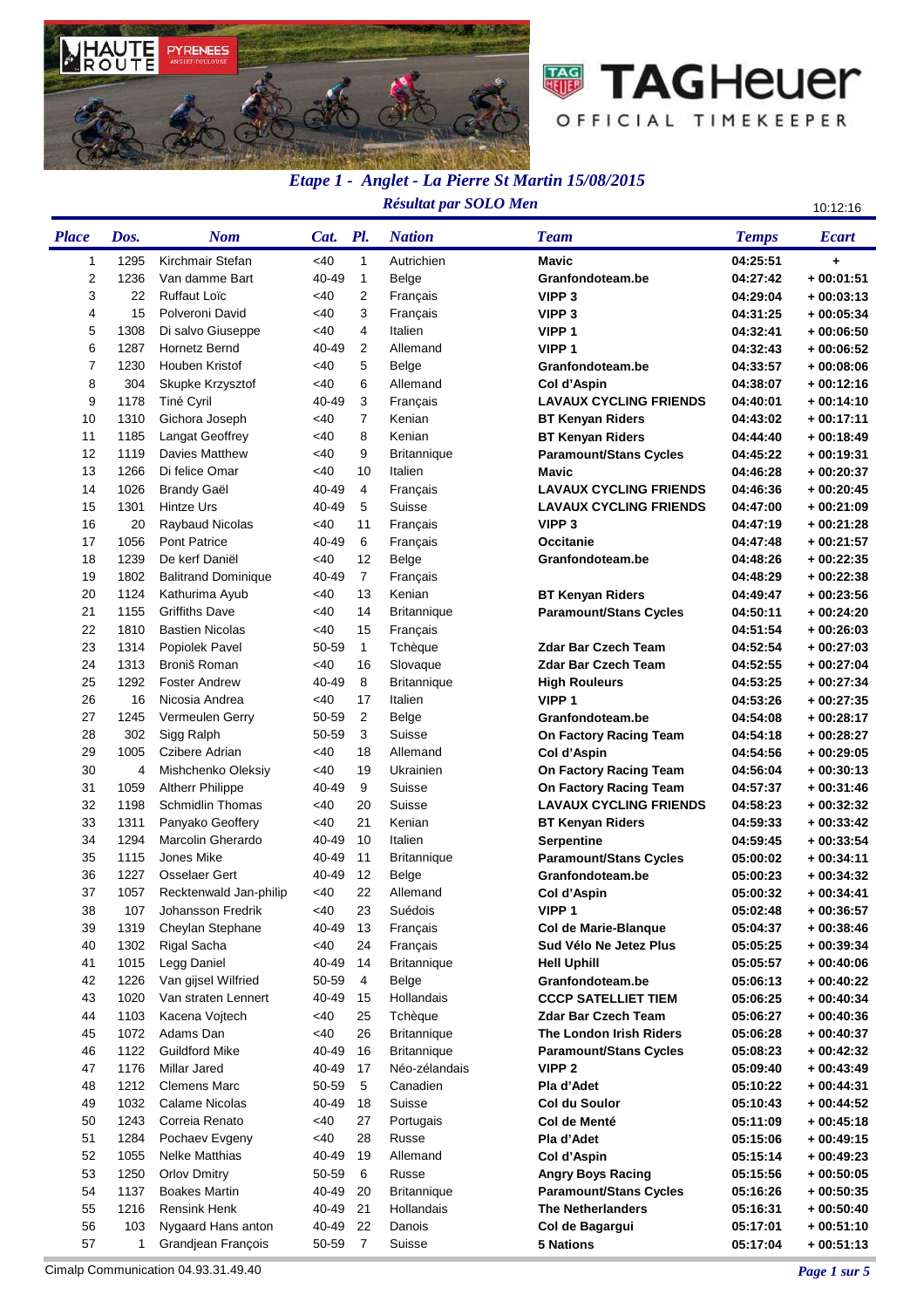HAUTE ROUTE PYRENEES ANGLET-TOULOUSE

TAG Heuer OFFICIAL TIMEKEEPER

## *Etape 1 - Anglet - La Pierre St Martin 15/08/2015*

### *Résultat par SOLO Men*

10:12:16

| Place | Dos. | Nom | Cat. | Pl. | Nation | Team | Temps | Ecart |
|---|---|---|---|---|---|---|---|---|
| 1 | 1295 | Kirchmair Stefan | <40 | 1 | Autrichien | **Mavic** | **04:25:51** | **+** |
| 2 | 1236 | Van damme Bart | 40-49 | 1 | Belge | **Granfondoteam.be** | **04:27:42** | **+ 00:01:51** |
| 3 | 22 | Ruffaut Loïc | <40 | 2 | Français | **VIPP 3** | **04:29:04** | **+ 00:03:13** |
| 4 | 15 | Polveroni David | <40 | 3 | Français | **VIPP 3** | **04:31:25** | **+ 00:05:34** |
| 5 | 1308 | Di salvo Giuseppe | <40 | 4 | Italien | **VIPP 1** | **04:32:41** | **+ 00:06:50** |
| 6 | 1287 | Hornetz Bernd | 40-49 | 2 | Allemand | **VIPP 1** | **04:32:43** | **+ 00:06:52** |
| 7 | 1230 | Houben Kristof | <40 | 5 | Belge | **Granfondoteam.be** | **04:33:57** | **+ 00:08:06** |
| 8 | 304 | Skupke Krzysztof | <40 | 6 | Allemand | **Col d'Aspin** | **04:38:07** | **+ 00:12:16** |
| 9 | 1178 | Tiné Cyril | 40-49 | 3 | Français | **LAVAUX CYCLING FRIENDS** | **04:40:01** | **+ 00:14:10** |
| 10 | 1310 | Gichora Joseph | <40 | 7 | Kenian | **BT Kenyan Riders** | **04:43:02** | **+ 00:17:11** |
| 11 | 1185 | Langat Geoffrey | <40 | 8 | Kenian | **BT Kenyan Riders** | **04:44:40** | **+ 00:18:49** |
| 12 | 1119 | Davies Matthew | <40 | 9 | Britannique | **Paramount/Stans Cycles** | **04:45:22** | **+ 00:19:31** |
| 13 | 1266 | Di felice Omar | <40 | 10 | Italien | **Mavic** | **04:46:28** | **+ 00:20:37** |
| 14 | 1026 | Brandy Gaël | 40-49 | 4 | Français | **LAVAUX CYCLING FRIENDS** | **04:46:36** | **+ 00:20:45** |
| 15 | 1301 | Hintze Urs | 40-49 | 5 | Suisse | **LAVAUX CYCLING FRIENDS** | **04:47:00** | **+ 00:21:09** |
| 16 | 20 | Raybaud Nicolas | <40 | 11 | Français | **VIPP 3** | **04:47:19** | **+ 00:21:28** |
| 17 | 1056 | Pont Patrice | 40-49 | 6 | Français | **Occitanie** | **04:47:48** | **+ 00:21:57** |
| 18 | 1239 | De kerf Daniël | <40 | 12 | Belge | **Granfondoteam.be** | **04:48:26** | **+ 00:22:35** |
| 19 | 1802 | Balitrand Dominique | 40-49 | 7 | Français | | **04:48:29** | **+ 00:22:38** |
| 20 | 1124 | Kathurima Ayub | <40 | 13 | Kenian | **BT Kenyan Riders** | **04:49:47** | **+ 00:23:56** |
| 21 | 1155 | Griffiths Dave | <40 | 14 | Britannique | **Paramount/Stans Cycles** | **04:50:11** | **+ 00:24:20** |
| 22 | 1810 | Bastien Nicolas | <40 | 15 | Français | | **04:51:54** | **+ 00:26:03** |
| 23 | 1314 | Popiolek Pavel | 50-59 | 1 | Tchèque | **Zdar Bar Czech Team** | **04:52:54** | **+ 00:27:03** |
| 24 | 1313 | Broniš Roman | <40 | 16 | Slovaque | **Zdar Bar Czech Team** | **04:52:55** | **+ 00:27:04** |
| 25 | 1292 | Foster Andrew | 40-49 | 8 | Britannique | **High Rouleurs** | **04:53:25** | **+ 00:27:34** |
| 26 | 16 | Nicosia Andrea | <40 | 17 | Italien | **VIPP 1** | **04:53:26** | **+ 00:27:35** |
| 27 | 1245 | Vermeulen Gerry | 50-59 | 2 | Belge | **Granfondoteam.be** | **04:54:08** | **+ 00:28:17** |
| 28 | 302 | Sigg Ralph | 50-59 | 3 | Suisse | **On Factory Racing Team** | **04:54:18** | **+ 00:28:27** |
| 29 | 1005 | Czibere Adrian | <40 | 18 | Allemand | **Col d'Aspin** | **04:54:56** | **+ 00:29:05** |
| 30 | 4 | Mishchenko Oleksiy | <40 | 19 | Ukrainien | **On Factory Racing Team** | **04:56:04** | **+ 00:30:13** |
| 31 | 1059 | Altherr Philippe | 40-49 | 9 | Suisse | **On Factory Racing Team** | **04:57:37** | **+ 00:31:46** |
| 32 | 1198 | Schmidlin Thomas | <40 | 20 | Suisse | **LAVAUX CYCLING FRIENDS** | **04:58:23** | **+ 00:32:32** |
| 33 | 1311 | Panyako Geoffery | <40 | 21 | Kenian | **BT Kenyan Riders** | **04:59:33** | **+ 00:33:42** |
| 34 | 1294 | Marcolin Gherardo | 40-49 | 10 | Italien | **Serpentine** | **04:59:45** | **+ 00:33:54** |
| 35 | 1115 | Jones Mike | 40-49 | 11 | Britannique | **Paramount/Stans Cycles** | **05:00:02** | **+ 00:34:11** |
| 36 | 1227 | Osselaer Gert | 40-49 | 12 | Belge | **Granfondoteam.be** | **05:00:23** | **+ 00:34:32** |
| 37 | 1057 | Recktenwald Jan-philip | <40 | 22 | Allemand | **Col d'Aspin** | **05:00:32** | **+ 00:34:41** |
| 38 | 107 | Johansson Fredrik | <40 | 23 | Suédois | **VIPP 1** | **05:02:48** | **+ 00:36:57** |
| 39 | 1319 | Cheylan Stephane | 40-49 | 13 | Français | **Col de Marie-Blanque** | **05:04:37** | **+ 00:38:46** |
| 40 | 1302 | Rigal Sacha | <40 | 24 | Français | **Sud Vélo Ne Jetez Plus** | **05:05:25** | **+ 00:39:34** |
| 41 | 1015 | Legg Daniel | 40-49 | 14 | Britannique | **Hell Uphill** | **05:05:57** | **+ 00:40:06** |
| 42 | 1226 | Van gijsel Wilfried | 50-59 | 4 | Belge | **Granfondoteam.be** | **05:06:13** | **+ 00:40:22** |
| 43 | 1020 | Van straten Lennert | 40-49 | 15 | Hollandais | **CCCP SATELLIET TIEM** | **05:06:25** | **+ 00:40:34** |
| 44 | 1103 | Kacena Vojtech | <40 | 25 | Tchèque | **Zdar Bar Czech Team** | **05:06:27** | **+ 00:40:36** |
| 45 | 1072 | Adams Dan | <40 | 26 | Britannique | **The London Irish Riders** | **05:06:28** | **+ 00:40:37** |
| 46 | 1122 | Guildford Mike | 40-49 | 16 | Britannique | **Paramount/Stans Cycles** | **05:08:23** | **+ 00:42:32** |
| 47 | 1176 | Millar Jared | 40-49 | 17 | Néo-zélandais | **VIPP 2** | **05:09:40** | **+ 00:43:49** |
| 48 | 1212 | Clemens Marc | 50-59 | 5 | Canadien | **Pla d'Adet** | **05:10:22** | **+ 00:44:31** |
| 49 | 1032 | Calame Nicolas | 40-49 | 18 | Suisse | **Col du Soulor** | **05:10:43** | **+ 00:44:52** |
| 50 | 1243 | Correia Renato | <40 | 27 | Portugais | **Col de Menté** | **05:11:09** | **+ 00:45:18** |
| 51 | 1284 | Pochaev Evgeny | <40 | 28 | Russe | **Pla d'Adet** | **05:15:06** | **+ 00:49:15** |
| 52 | 1055 | Nelke Matthias | 40-49 | 19 | Allemand | **Col d'Aspin** | **05:15:14** | **+ 00:49:23** |
| 53 | 1250 | Orlov Dmitry | 50-59 | 6 | Russe | **Angry Boys Racing** | **05:15:56** | **+ 00:50:05** |
| 54 | 1137 | Boakes Martin | 40-49 | 20 | Britannique | **Paramount/Stans Cycles** | **05:16:26** | **+ 00:50:35** |
| 55 | 1216 | Rensink Henk | 40-49 | 21 | Hollandais | **The Netherlanders** | **05:16:31** | **+ 00:50:40** |
| 56 | 103 | Nygaard Hans anton | 40-49 | 22 | Danois | **Col de Bagargui** | **05:17:01** | **+ 00:51:10** |
| 57 | 1 | Grandjean François | 50-59 | 7 | Suisse | **5 Nations** | **05:17:04** | **+ 00:51:13** |

Cimalp Communication 04.93.31.49.40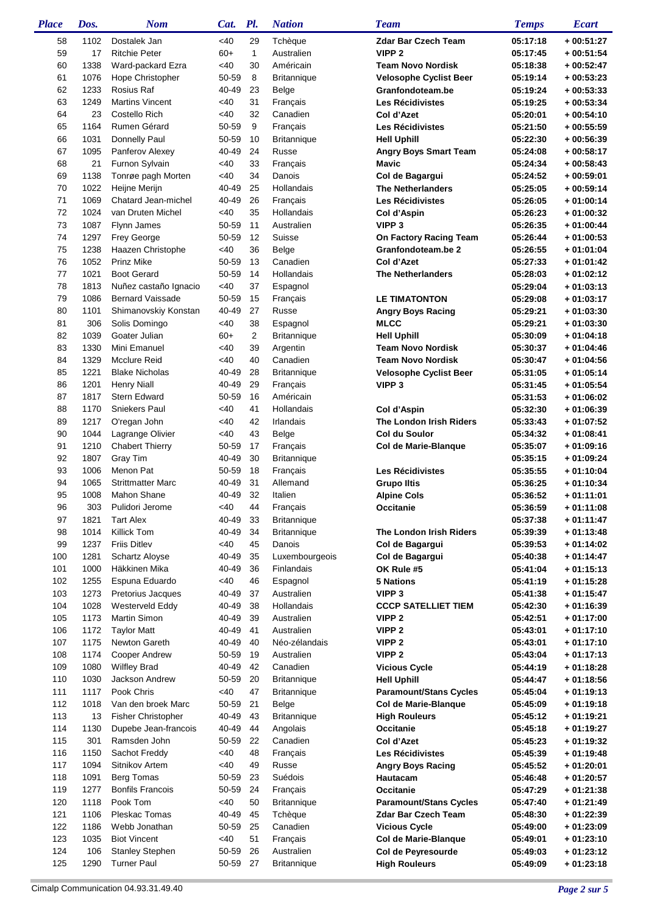| Place | Dos. | Nom | Cat. | Pl. | Nation | Team | Temps | Ecart |
|---|---|---|---|---|---|---|---|---|
| 58 | 1102 | Dostalek Jan | <40 | 29 | Tchèque | **Zdar Bar Czech Team** | **05:17:18** | **+ 00:51:27** |
| 59 | 17 | Ritchie Peter | 60+ | 1 | Australien | **VIPP 2** | **05:17:45** | **+ 00:51:54** |
| 60 | 1338 | Ward-packard Ezra | <40 | 30 | Américain | **Team Novo Nordisk** | **05:18:38** | **+ 00:52:47** |
| 61 | 1076 | Hope Christopher | 50-59 | 8 | Britannique | **Velosophe Cyclist Beer** | **05:19:14** | **+ 00:53:23** |
| 62 | 1233 | Rosius Raf | 40-49 | 23 | Belge | **Granfondoteam.be** | **05:19:24** | **+ 00:53:33** |
| 63 | 1249 | Martins Vincent | <40 | 31 | Français | **Les Récidivistes** | **05:19:25** | **+ 00:53:34** |
| 64 | 23 | Costello Rich | <40 | 32 | Canadien | **Col d'Azet** | **05:20:01** | **+ 00:54:10** |
| 65 | 1164 | Rumen Gérard | 50-59 | 9 | Français | **Les Récidivistes** | **05:21:50** | **+ 00:55:59** |
| 66 | 1031 | Donnelly Paul | 50-59 | 10 | Britannique | **Hell Uphill** | **05:22:30** | **+ 00:56:39** |
| 67 | 1095 | Panferov Alexey | 40-49 | 24 | Russe | **Angry Boys Smart Team** | **05:24:08** | **+ 00:58:17** |
| 68 | 21 | Furnon Sylvain | <40 | 33 | Français | **Mavic** | **05:24:34** | **+ 00:58:43** |
| 69 | 1138 | Tonrøe pagh Morten | <40 | 34 | Danois | **Col de Bagargui** | **05:24:52** | **+ 00:59:01** |
| 70 | 1022 | Heijne Merijn | 40-49 | 25 | Hollandais | **The Netherlanders** | **05:25:05** | **+ 00:59:14** |
| 71 | 1069 | Chatard Jean-michel | 40-49 | 26 | Français | **Les Récidivistes** | **05:26:05** | **+ 01:00:14** |
| 72 | 1024 | van Druten Michel | <40 | 35 | Hollandais | **Col d'Aspin** | **05:26:23** | **+ 01:00:32** |
| 73 | 1087 | Flynn James | 50-59 | 11 | Australien | **VIPP 3** | **05:26:35** | **+ 01:00:44** |
| 74 | 1297 | Frey George | 50-59 | 12 | Suisse | **On Factory Racing Team** | **05:26:44** | **+ 01:00:53** |
| 75 | 1238 | Haazen Christophe | <40 | 36 | Belge | **Granfondoteam.be 2** | **05:26:55** | **+ 01:01:04** |
| 76 | 1052 | Prinz Mike | 50-59 | 13 | Canadien | **Col d'Azet** | **05:27:33** | **+ 01:01:42** |
| 77 | 1021 | Boot Gerard | 50-59 | 14 | Hollandais | **The Netherlanders** | **05:28:03** | **+ 01:02:12** |
| 78 | 1813 | Nuñez castaño Ignacio | <40 | 37 | Espagnol | | **05:29:04** | **+ 01:03:13** |
| 79 | 1086 | Bernard Vaissade | 50-59 | 15 | Français | **LE TIMATONTON** | **05:29:08** | **+ 01:03:17** |
| 80 | 1101 | Shimanovskiy Konstan | 40-49 | 27 | Russe | **Angry Boys Racing** | **05:29:21** | **+ 01:03:30** |
| 81 | 306 | Solis Domingo | <40 | 38 | Espagnol | **MLCC** | **05:29:21** | **+ 01:03:30** |
| 82 | 1039 | Goater Julian | 60+ | 2 | Britannique | **Hell Uphill** | **05:30:09** | **+ 01:04:18** |
| 83 | 1330 | Mini Emanuel | <40 | 39 | Argentin | **Team Novo Nordisk** | **05:30:37** | **+ 01:04:46** |
| 84 | 1329 | Mcclure Reid | <40 | 40 | Canadien | **Team Novo Nordisk** | **05:30:47** | **+ 01:04:56** |
| 85 | 1221 | Blake Nicholas | 40-49 | 28 | Britannique | **Velosophe Cyclist Beer** | **05:31:05** | **+ 01:05:14** |
| 86 | 1201 | Henry Niall | 40-49 | 29 | Français | **VIPP 3** | **05:31:45** | **+ 01:05:54** |
| 87 | 1817 | Stern Edward | 50-59 | 16 | Américain | | **05:31:53** | **+ 01:06:02** |
| 88 | 1170 | Sniekers Paul | <40 | 41 | Hollandais | **Col d'Aspin** | **05:32:30** | **+ 01:06:39** |
| 89 | 1217 | O'regan John | <40 | 42 | Irlandais | **The London Irish Riders** | **05:33:43** | **+ 01:07:52** |
| 90 | 1044 | Lagrange Olivier | <40 | 43 | Belge | **Col du Soulor** | **05:34:32** | **+ 01:08:41** |
| 91 | 1210 | Chabert Thierry | 50-59 | 17 | Français | **Col de Marie-Blanque** | **05:35:07** | **+ 01:09:16** |
| 92 | 1807 | Gray Tim | 40-49 | 30 | Britannique | | **05:35:15** | **+ 01:09:24** |
| 93 | 1006 | Menon Pat | 50-59 | 18 | Français | **Les Récidivistes** | **05:35:55** | **+ 01:10:04** |
| 94 | 1065 | Strittmatter Marc | 40-49 | 31 | Allemand | **Grupo Iltis** | **05:36:25** | **+ 01:10:34** |
| 95 | 1008 | Mahon Shane | 40-49 | 32 | Italien | **Alpine Cols** | **05:36:52** | **+ 01:11:01** |
| 96 | 303 | Pulidori Jerome | <40 | 44 | Français | **Occitanie** | **05:36:59** | **+ 01:11:08** |
| 97 | 1821 | Tart Alex | 40-49 | 33 | Britannique | | **05:37:38** | **+ 01:11:47** |
| 98 | 1014 | Killick Tom | 40-49 | 34 | Britannique | **The London Irish Riders** | **05:39:39** | **+ 01:13:48** |
| 99 | 1237 | Friis Ditlev | <40 | 45 | Danois | **Col de Bagargui** | **05:39:53** | **+ 01:14:02** |
| 100 | 1281 | Schartz Aloyse | 40-49 | 35 | Luxembourgeois | **Col de Bagargui** | **05:40:38** | **+ 01:14:47** |
| 101 | 1000 | Häkkinen Mika | 40-49 | 36 | Finlandais | **OK Rule #5** | **05:41:04** | **+ 01:15:13** |
| 102 | 1255 | Espuna Eduardo | <40 | 46 | Espagnol | **5 Nations** | **05:41:19** | **+ 01:15:28** |
| 103 | 1273 | Pretorius Jacques | 40-49 | 37 | Australien | **VIPP 3** | **05:41:38** | **+ 01:15:47** |
| 104 | 1028 | Westerveld Eddy | 40-49 | 38 | Hollandais | **CCCP SATELLIET TIEM** | **05:42:30** | **+ 01:16:39** |
| 105 | 1173 | Martin Simon | 40-49 | 39 | Australien | **VIPP 2** | **05:42:51** | **+ 01:17:00** |
| 106 | 1172 | Taylor Matt | 40-49 | 41 | Australien | **VIPP 2** | **05:43:01** | **+ 01:17:10** |
| 107 | 1175 | Newton Gareth | 40-49 | 40 | Néo-zélandais | **VIPP 2** | **05:43:01** | **+ 01:17:10** |
| 108 | 1174 | Cooper Andrew | 50-59 | 19 | Australien | **VIPP 2** | **05:43:04** | **+ 01:17:13** |
| 109 | 1080 | Wilfley Brad | 40-49 | 42 | Canadien | **Vicious Cycle** | **05:44:19** | **+ 01:18:28** |
| 110 | 1030 | Jackson Andrew | 50-59 | 20 | Britannique | **Hell Uphill** | **05:44:47** | **+ 01:18:56** |
| 111 | 1117 | Pook Chris | <40 | 47 | Britannique | **Paramount/Stans Cycles** | **05:45:04** | **+ 01:19:13** |
| 112 | 1018 | Van den broek Marc | 50-59 | 21 | Belge | **Col de Marie-Blanque** | **05:45:09** | **+ 01:19:18** |
| 113 | 13 | Fisher Christopher | 40-49 | 43 | Britannique | **High Rouleurs** | **05:45:12** | **+ 01:19:21** |
| 114 | 1130 | Dupebe Jean-francois | 40-49 | 44 | Angolais | **Occitanie** | **05:45:18** | **+ 01:19:27** |
| 115 | 301 | Ramsden John | 50-59 | 22 | Canadien | **Col d'Azet** | **05:45:23** | **+ 01:19:32** |
| 116 | 1150 | Sachot Freddy | <40 | 48 | Français | **Les Récidivistes** | **05:45:39** | **+ 01:19:48** |
| 117 | 1094 | Sitnikov Artem | <40 | 49 | Russe | **Angry Boys Racing** | **05:45:52** | **+ 01:20:01** |
| 118 | 1091 | Berg Tomas | 50-59 | 23 | Suédois | **Hautacam** | **05:46:48** | **+ 01:20:57** |
| 119 | 1277 | Bonfils Francois | 50-59 | 24 | Français | **Occitanie** | **05:47:29** | **+ 01:21:38** |
| 120 | 1118 | Pook Tom | <40 | 50 | Britannique | **Paramount/Stans Cycles** | **05:47:40** | **+ 01:21:49** |
| 121 | 1106 | Pleskac Tomas | 40-49 | 45 | Tchèque | **Zdar Bar Czech Team** | **05:48:30** | **+ 01:22:39** |
| 122 | 1186 | Webb Jonathan | 50-59 | 25 | Canadien | **Vicious Cycle** | **05:49:00** | **+ 01:23:09** |
| 123 | 1035 | Biot Vincent | <40 | 51 | Français | **Col de Marie-Blanque** | **05:49:01** | **+ 01:23:10** |
| 124 | 106 | Stanley Stephen | 50-59 | 26 | Australien | **Col de Peyresourde** | **05:49:03** | **+ 01:23:12** |
| 125 | 1290 | Turner Paul | 50-59 | 27 | Britannique | **High Rouleurs** | **05:49:09** | **+ 01:23:18** |

Cimalp Communication 04.93.31.49.40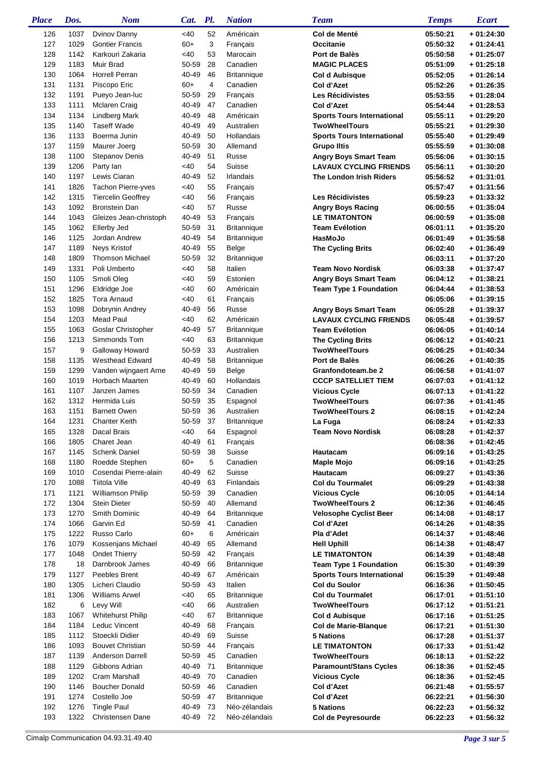| Place | Dos. | Nom | Cat. | Pl. | Nation | Team | Temps | Ecart |
|---|---|---|---|---|---|---|---|---|
| 126 | 1037 | Dvinov Danny | <40 | 52 | Américain | **Col de Menté** | **05:50:21** | **+ 01:24:30** |
| 127 | 1029 | Gontier Francis | 60+ | 3 | Français | **Occitanie** | **05:50:32** | **+ 01:24:41** |
| 128 | 1142 | Karkouri Zakaria | <40 | 53 | Marocain | **Port de Balès** | **05:50:58** | **+ 01:25:07** |
| 129 | 1183 | Muir Brad | 50-59 | 28 | Canadien | **MAGIC PLACES** | **05:51:09** | **+ 01:25:18** |
| 130 | 1064 | Horrell Perran | 40-49 | 46 | Britannique | **Col d Aubisque** | **05:52:05** | **+ 01:26:14** |
| 131 | 1131 | Piscopo Eric | 60+ | 4 | Canadien | **Col d'Azet** | **05:52:26** | **+ 01:26:35** |
| 132 | 1191 | Pueyo Jean-luc | 50-59 | 29 | Français | **Les Récidivistes** | **05:53:55** | **+ 01:28:04** |
| 133 | 1111 | Mclaren Craig | 40-49 | 47 | Canadien | **Col d'Azet** | **05:54:44** | **+ 01:28:53** |
| 134 | 1134 | Lindberg Mark | 40-49 | 48 | Américain | **Sports Tours International** | **05:55:11** | **+ 01:29:20** |
| 135 | 1140 | Taseff Wade | 40-49 | 49 | Australien | **TwoWheelTours** | **05:55:21** | **+ 01:29:30** |
| 136 | 1133 | Boerma Junin | 40-49 | 50 | Hollandais | **Sports Tours International** | **05:55:40** | **+ 01:29:49** |
| 137 | 1159 | Maurer Joerg | 50-59 | 30 | Allemand | **Grupo Iltis** | **05:55:59** | **+ 01:30:08** |
| 138 | 1100 | Stepanov Denis | 40-49 | 51 | Russe | **Angry Boys Smart Team** | **05:56:06** | **+ 01:30:15** |
| 139 | 1206 | Party Ian | <40 | 54 | Suisse | **LAVAUX CYCLING FRIENDS** | **05:56:11** | **+ 01:30:20** |
| 140 | 1197 | Lewis Ciaran | 40-49 | 52 | Irlandais | **The London Irish Riders** | **05:56:52** | **+ 01:31:01** |
| 141 | 1826 | Tachon Pierre-yves | <40 | 55 | Français | | **05:57:47** | **+ 01:31:56** |
| 142 | 1315 | Tiercelin Geoffrey | <40 | 56 | Français | **Les Récidivistes** | **05:59:23** | **+ 01:33:32** |
| 143 | 1092 | Bronstein Dan | <40 | 57 | Russe | **Angry Boys Racing** | **06:00:55** | **+ 01:35:04** |
| 144 | 1043 | Gleizes Jean-christoph | 40-49 | 53 | Français | **LE TIMATONTON** | **06:00:59** | **+ 01:35:08** |
| 145 | 1062 | Ellerby Jed | 50-59 | 31 | Britannique | **Team Evélotion** | **06:01:11** | **+ 01:35:20** |
| 146 | 1125 | Jordan Andrew | 40-49 | 54 | Britannique | **HasMoJo** | **06:01:49** | **+ 01:35:58** |
| 147 | 1189 | Neys Kristof | 40-49 | 55 | Belge | **The Cycling Brits** | **06:02:40** | **+ 01:36:49** |
| 148 | 1809 | Thomson Michael | 50-59 | 32 | Britannique | | **06:03:11** | **+ 01:37:20** |
| 149 | 1331 | Poli Umberto | <40 | 58 | Italien | **Team Novo Nordisk** | **06:03:38** | **+ 01:37:47** |
| 150 | 1105 | Smoli Oleg | <40 | 59 | Estonien | **Angry Boys Smart Team** | **06:04:12** | **+ 01:38:21** |
| 151 | 1296 | Eldridge Joe | <40 | 60 | Américain | **Team Type 1 Foundation** | **06:04:44** | **+ 01:38:53** |
| 152 | 1825 | Tora Arnaud | <40 | 61 | Français | | **06:05:06** | **+ 01:39:15** |
| 153 | 1098 | Dobrynin Andrey | 40-49 | 56 | Russe | **Angry Boys Smart Team** | **06:05:28** | **+ 01:39:37** |
| 154 | 1203 | Mead Paul | <40 | 62 | Américain | **LAVAUX CYCLING FRIENDS** | **06:05:48** | **+ 01:39:57** |
| 155 | 1063 | Goslar Christopher | 40-49 | 57 | Britannique | **Team Evélotion** | **06:06:05** | **+ 01:40:14** |
| 156 | 1213 | Simmonds Tom | <40 | 63 | Britannique | **The Cycling Brits** | **06:06:12** | **+ 01:40:21** |
| 157 | 9 | Galloway Howard | 50-59 | 33 | Australien | **TwoWheelTours** | **06:06:25** | **+ 01:40:34** |
| 158 | 1135 | Westhead Edward | 40-49 | 58 | Britannique | **Port de Balès** | **06:06:26** | **+ 01:40:35** |
| 159 | 1299 | Vanden wijngaert Arne | 40-49 | 59 | Belge | **Granfondoteam.be 2** | **06:06:58** | **+ 01:41:07** |
| 160 | 1019 | Horbach Maarten | 40-49 | 60 | Hollandais | **CCCP SATELLIET TIEM** | **06:07:03** | **+ 01:41:12** |
| 161 | 1107 | Janzen James | 50-59 | 34 | Canadien | **Vicious Cycle** | **06:07:13** | **+ 01:41:22** |
| 162 | 1312 | Hermida Luis | 50-59 | 35 | Espagnol | **TwoWheelTours** | **06:07:36** | **+ 01:41:45** |
| 163 | 1151 | Barnett Owen | 50-59 | 36 | Australien | **TwoWheelTours 2** | **06:08:15** | **+ 01:42:24** |
| 164 | 1231 | Chanter Keith | 50-59 | 37 | Britannique | **La Fuga** | **06:08:24** | **+ 01:42:33** |
| 165 | 1328 | Dacal Brais | <40 | 64 | Espagnol | **Team Novo Nordisk** | **06:08:28** | **+ 01:42:37** |
| 166 | 1805 | Charet Jean | 40-49 | 61 | Français | | **06:08:36** | **+ 01:42:45** |
| 167 | 1145 | Schenk Daniel | 50-59 | 38 | Suisse | **Hautacam** | **06:09:16** | **+ 01:43:25** |
| 168 | 1180 | Roedde Stephen | 60+ | 5 | Canadien | **Maple Mojo** | **06:09:16** | **+ 01:43:25** |
| 169 | 1010 | Cosendai Pierre-alain | 40-49 | 62 | Suisse | **Hautacam** | **06:09:27** | **+ 01:43:36** |
| 170 | 1088 | Tiitola Ville | 40-49 | 63 | Finlandais | **Col du Tourmalet** | **06:09:29** | **+ 01:43:38** |
| 171 | 1121 | Williamson Philip | 50-59 | 39 | Canadien | **Vicious Cycle** | **06:10:05** | **+ 01:44:14** |
| 172 | 1304 | Stein Dieter | 50-59 | 40 | Allemand | **TwoWheelTours 2** | **06:12:36** | **+ 01:46:45** |
| 173 | 1270 | Smith Dominic | 40-49 | 64 | Britannique | **Velosophe Cyclist Beer** | **06:14:08** | **+ 01:48:17** |
| 174 | 1066 | Garvin Ed | 50-59 | 41 | Canadien | **Col d'Azet** | **06:14:26** | **+ 01:48:35** |
| 175 | 1222 | Russo Carlo | 60+ | 6 | Américain | **Pla d'Adet** | **06:14:37** | **+ 01:48:46** |
| 176 | 1079 | Kossenjans Michael | 40-49 | 65 | Allemand | **Hell Uphill** | **06:14:38** | **+ 01:48:47** |
| 177 | 1048 | Ondet Thierry | 50-59 | 42 | Français | **LE TIMATONTON** | **06:14:39** | **+ 01:48:48** |
| 178 | 18 | Darnbrook James | 40-49 | 66 | Britannique | **Team Type 1 Foundation** | **06:15:30** | **+ 01:49:39** |
| 179 | 1127 | Peebles Brent | 40-49 | 67 | Américain | **Sports Tours International** | **06:15:39** | **+ 01:49:48** |
| 180 | 1305 | Licheri Claudio | 50-59 | 43 | Italien | **Col du Soulor** | **06:16:36** | **+ 01:50:45** |
| 181 | 1306 | Williams Arwel | <40 | 65 | Britannique | **Col du Tourmalet** | **06:17:01** | **+ 01:51:10** |
| 182 | 6 | Levy Will | <40 | 66 | Australien | **TwoWheelTours** | **06:17:12** | **+ 01:51:21** |
| 183 | 1067 | Whitehurst Philip | <40 | 67 | Britannique | **Col d Aubisque** | **06:17:16** | **+ 01:51:25** |
| 184 | 1184 | Leduc Vincent | 40-49 | 68 | Français | **Col de Marie-Blanque** | **06:17:21** | **+ 01:51:30** |
| 185 | 1112 | Stoeckli Didier | 40-49 | 69 | Suisse | **5 Nations** | **06:17:28** | **+ 01:51:37** |
| 186 | 1093 | Bouvet Christian | 50-59 | 44 | Français | **LE TIMATONTON** | **06:17:33** | **+ 01:51:42** |
| 187 | 1139 | Anderson Darrell | 50-59 | 45 | Canadien | **TwoWheelTours** | **06:18:13** | **+ 01:52:22** |
| 188 | 1129 | Gibbons Adrian | 40-49 | 71 | Britannique | **Paramount/Stans Cycles** | **06:18:36** | **+ 01:52:45** |
| 189 | 1202 | Cram Marshall | 40-49 | 70 | Canadien | **Vicious Cycle** | **06:18:36** | **+ 01:52:45** |
| 190 | 1146 | Boucher Donald | 50-59 | 46 | Canadien | **Col d'Azet** | **06:21:48** | **+ 01:55:57** |
| 191 | 1274 | Costello Joe | 50-59 | 47 | Britannique | **Col d'Azet** | **06:22:21** | **+ 01:56:30** |
| 192 | 1276 | Tingle Paul | 40-49 | 73 | Néo-zélandais | **5 Nations** | **06:22:23** | **+ 01:56:32** |
| 193 | 1322 | Christensen Dane | 40-49 | 72 | Néo-zélandais | **Col de Peyresourde** | **06:22:23** | **+ 01:56:32** |

Cimalp Communication 04.93.31.49.40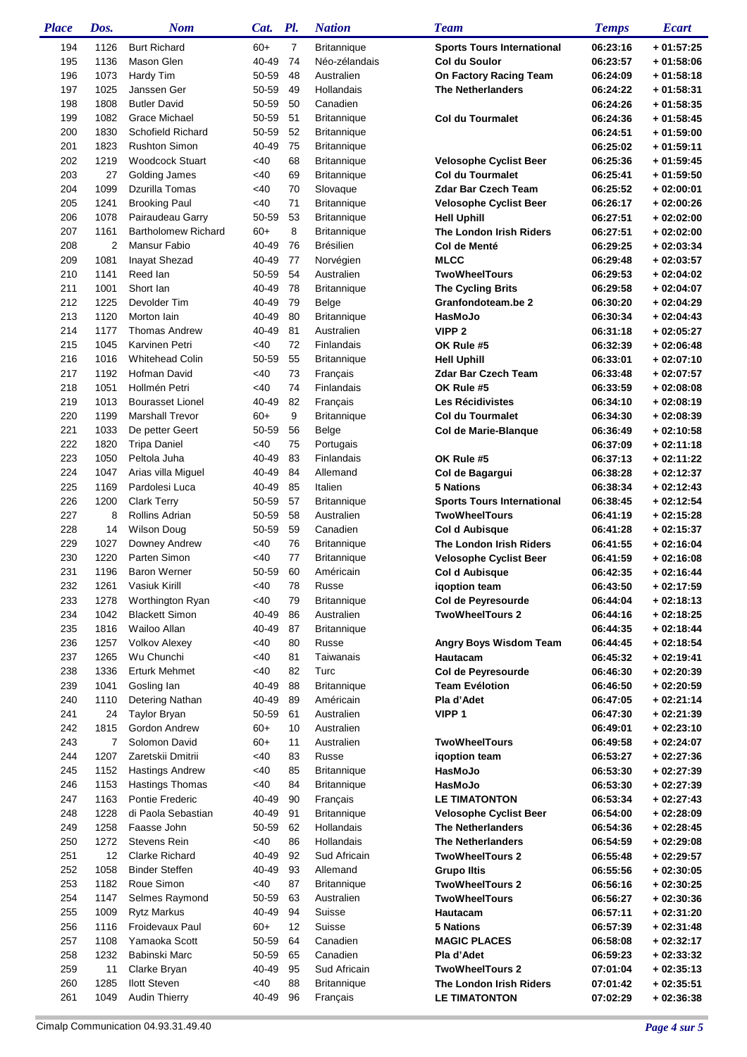| Place | Dos. | Nom | Cat. | Pl. | Nation | Team | Temps | Ecart |
|---|---|---|---|---|---|---|---|---|
| 194 | 1126 | Burt Richard | 60+ | 7 | Britannique | **Sports Tours International** | **06:23:16** | **+ 01:57:25** |
| 195 | 1136 | Mason Glen | 40-49 | 74 | Néo-zélandais | **Col du Soulor** | **06:23:57** | **+ 01:58:06** |
| 196 | 1073 | Hardy Tim | 50-59 | 48 | Australien | **On Factory Racing Team** | **06:24:09** | **+ 01:58:18** |
| 197 | 1025 | Janssen Ger | 50-59 | 49 | Hollandais | **The Netherlanders** | **06:24:22** | **+ 01:58:31** |
| 198 | 1808 | Butler David | 50-59 | 50 | Canadien | | **06:24:26** | **+ 01:58:35** |
| 199 | 1082 | Grace Michael | 50-59 | 51 | Britannique | **Col du Tourmalet** | **06:24:36** | **+ 01:58:45** |
| 200 | 1830 | Schofield Richard | 50-59 | 52 | Britannique | | **06:24:51** | **+ 01:59:00** |
| 201 | 1823 | Rushton Simon | 40-49 | 75 | Britannique | | **06:25:02** | **+ 01:59:11** |
| 202 | 1219 | Woodcock Stuart | <40 | 68 | Britannique | **Velosophe Cyclist Beer** | **06:25:36** | **+ 01:59:45** |
| 203 | 27 | Golding James | <40 | 69 | Britannique | **Col du Tourmalet** | **06:25:41** | **+ 01:59:50** |
| 204 | 1099 | Dzurilla Tomas | <40 | 70 | Slovaque | **Zdar Bar Czech Team** | **06:25:52** | **+ 02:00:01** |
| 205 | 1241 | Brooking Paul | <40 | 71 | Britannique | **Velosophe Cyclist Beer** | **06:26:17** | **+ 02:00:26** |
| 206 | 1078 | Pairaudeau Garry | 50-59 | 53 | Britannique | **Hell Uphill** | **06:27:51** | **+ 02:02:00** |
| 207 | 1161 | Bartholomew Richard | 60+ | 8 | Britannique | **The London Irish Riders** | **06:27:51** | **+ 02:02:00** |
| 208 | 2 | Mansur Fabio | 40-49 | 76 | Brésilien | **Col de Menté** | **06:29:25** | **+ 02:03:34** |
| 209 | 1081 | Inayat Shezad | 40-49 | 77 | Norvégien | **MLCC** | **06:29:48** | **+ 02:03:57** |
| 210 | 1141 | Reed Ian | 50-59 | 54 | Australien | **TwoWheelTours** | **06:29:53** | **+ 02:04:02** |
| 211 | 1001 | Short Ian | 40-49 | 78 | Britannique | **The Cycling Brits** | **06:29:58** | **+ 02:04:07** |
| 212 | 1225 | Devolder Tim | 40-49 | 79 | Belge | **Granfondoteam.be 2** | **06:30:20** | **+ 02:04:29** |
| 213 | 1120 | Morton Iain | 40-49 | 80 | Britannique | **HasMoJo** | **06:30:34** | **+ 02:04:43** |
| 214 | 1177 | Thomas Andrew | 40-49 | 81 | Australien | **VIPP 2** | **06:31:18** | **+ 02:05:27** |
| 215 | 1045 | Karvinen Petri | <40 | 72 | Finlandais | **OK Rule #5** | **06:32:39** | **+ 02:06:48** |
| 216 | 1016 | Whitehead Colin | 50-59 | 55 | Britannique | **Hell Uphill** | **06:33:01** | **+ 02:07:10** |
| 217 | 1192 | Hofman David | <40 | 73 | Français | **Zdar Bar Czech Team** | **06:33:48** | **+ 02:07:57** |
| 218 | 1051 | Hollmén Petri | <40 | 74 | Finlandais | **OK Rule #5** | **06:33:59** | **+ 02:08:08** |
| 219 | 1013 | Bourasset Lionel | 40-49 | 82 | Français | **Les Récidivistes** | **06:34:10** | **+ 02:08:19** |
| 220 | 1199 | Marshall Trevor | 60+ | 9 | Britannique | **Col du Tourmalet** | **06:34:30** | **+ 02:08:39** |
| 221 | 1033 | De petter Geert | 50-59 | 56 | Belge | **Col de Marie-Blanque** | **06:36:49** | **+ 02:10:58** |
| 222 | 1820 | Tripa Daniel | <40 | 75 | Portugais | | **06:37:09** | **+ 02:11:18** |
| 223 | 1050 | Peltola Juha | 40-49 | 83 | Finlandais | **OK Rule #5** | **06:37:13** | **+ 02:11:22** |
| 224 | 1047 | Arias villa Miguel | 40-49 | 84 | Allemand | **Col de Bagargui** | **06:38:28** | **+ 02:12:37** |
| 225 | 1169 | Pardolesi Luca | 40-49 | 85 | Italien | **5 Nations** | **06:38:34** | **+ 02:12:43** |
| 226 | 1200 | Clark Terry | 50-59 | 57 | Britannique | **Sports Tours International** | **06:38:45** | **+ 02:12:54** |
| 227 | 8 | Rollins Adrian | 50-59 | 58 | Australien | **TwoWheelTours** | **06:41:19** | **+ 02:15:28** |
| 228 | 14 | Wilson Doug | 50-59 | 59 | Canadien | **Col d Aubisque** | **06:41:28** | **+ 02:15:37** |
| 229 | 1027 | Downey Andrew | <40 | 76 | Britannique | **The London Irish Riders** | **06:41:55** | **+ 02:16:04** |
| 230 | 1220 | Parten Simon | <40 | 77 | Britannique | **Velosophe Cyclist Beer** | **06:41:59** | **+ 02:16:08** |
| 231 | 1196 | Baron Werner | 50-59 | 60 | Américain | **Col d Aubisque** | **06:42:35** | **+ 02:16:44** |
| 232 | 1261 | Vasiuk Kirill | <40 | 78 | Russe | **iqoption team** | **06:43:50** | **+ 02:17:59** |
| 233 | 1278 | Worthington Ryan | <40 | 79 | Britannique | **Col de Peyresourde** | **06:44:04** | **+ 02:18:13** |
| 234 | 1042 | Blackett Simon | 40-49 | 86 | Australien | **TwoWheelTours 2** | **06:44:16** | **+ 02:18:25** |
| 235 | 1816 | Wailoo Allan | 40-49 | 87 | Britannique | | **06:44:35** | **+ 02:18:44** |
| 236 | 1257 | Volkov Alexey | <40 | 80 | Russe | **Angry Boys Wisdom Team** | **06:44:45** | **+ 02:18:54** |
| 237 | 1265 | Wu Chunchi | <40 | 81 | Taiwanais | **Hautacam** | **06:45:32** | **+ 02:19:41** |
| 238 | 1336 | Erturk Mehmet | <40 | 82 | Turc | **Col de Peyresourde** | **06:46:30** | **+ 02:20:39** |
| 239 | 1041 | Gosling Ian | 40-49 | 88 | Britannique | **Team Evélotion** | **06:46:50** | **+ 02:20:59** |
| 240 | 1110 | Detering Nathan | 40-49 | 89 | Américain | **Pla d'Adet** | **06:47:05** | **+ 02:21:14** |
| 241 | 24 | Taylor Bryan | 50-59 | 61 | Australien | **VIPP 1** | **06:47:30** | **+ 02:21:39** |
| 242 | 1815 | Gordon Andrew | 60+ | 10 | Australien | | **06:49:01** | **+ 02:23:10** |
| 243 | 7 | Solomon David | 60+ | 11 | Australien | **TwoWheelTours** | **06:49:58** | **+ 02:24:07** |
| 244 | 1207 | Zaretskii Dmitrii | <40 | 83 | Russe | **iqoption team** | **06:53:27** | **+ 02:27:36** |
| 245 | 1152 | Hastings Andrew | <40 | 85 | Britannique | **HasMoJo** | **06:53:30** | **+ 02:27:39** |
| 246 | 1153 | Hastings Thomas | <40 | 84 | Britannique | **HasMoJo** | **06:53:30** | **+ 02:27:39** |
| 247 | 1163 | Pontie Frederic | 40-49 | 90 | Français | **LE TIMATONTON** | **06:53:34** | **+ 02:27:43** |
| 248 | 1228 | di Paola Sebastian | 40-49 | 91 | Britannique | **Velosophe Cyclist Beer** | **06:54:00** | **+ 02:28:09** |
| 249 | 1258 | Faasse John | 50-59 | 62 | Hollandais | **The Netherlanders** | **06:54:36** | **+ 02:28:45** |
| 250 | 1272 | Stevens Rein | <40 | 86 | Hollandais | **The Netherlanders** | **06:54:59** | **+ 02:29:08** |
| 251 | 12 | Clarke Richard | 40-49 | 92 | Sud Africain | **TwoWheelTours 2** | **06:55:48** | **+ 02:29:57** |
| 252 | 1058 | Binder Steffen | 40-49 | 93 | Allemand | **Grupo Iltis** | **06:55:56** | **+ 02:30:05** |
| 253 | 1182 | Roue Simon | <40 | 87 | Britannique | **TwoWheelTours 2** | **06:56:16** | **+ 02:30:25** |
| 254 | 1147 | Selmes Raymond | 50-59 | 63 | Australien | **TwoWheelTours** | **06:56:27** | **+ 02:30:36** |
| 255 | 1009 | Rytz Markus | 40-49 | 94 | Suisse | **Hautacam** | **06:57:11** | **+ 02:31:20** |
| 256 | 1116 | Froidevaux Paul | 60+ | 12 | Suisse | **5 Nations** | **06:57:39** | **+ 02:31:48** |
| 257 | 1108 | Yamaoka Scott | 50-59 | 64 | Canadien | **MAGIC PLACES** | **06:58:08** | **+ 02:32:17** |
| 258 | 1232 | Babinski Marc | 50-59 | 65 | Canadien | **Pla d'Adet** | **06:59:23** | **+ 02:33:32** |
| 259 | 11 | Clarke Bryan | 40-49 | 95 | Sud Africain | **TwoWheelTours 2** | **07:01:04** | **+ 02:35:13** |
| 260 | 1285 | Ilott Steven | <40 | 88 | Britannique | **The London Irish Riders** | **07:01:42** | **+ 02:35:51** |
| 261 | 1049 | Audin Thierry | 40-49 | 96 | Français | **LE TIMATONTON** | **07:02:29** | **+ 02:36:38** |

Cimalp Communication 04.93.31.49.40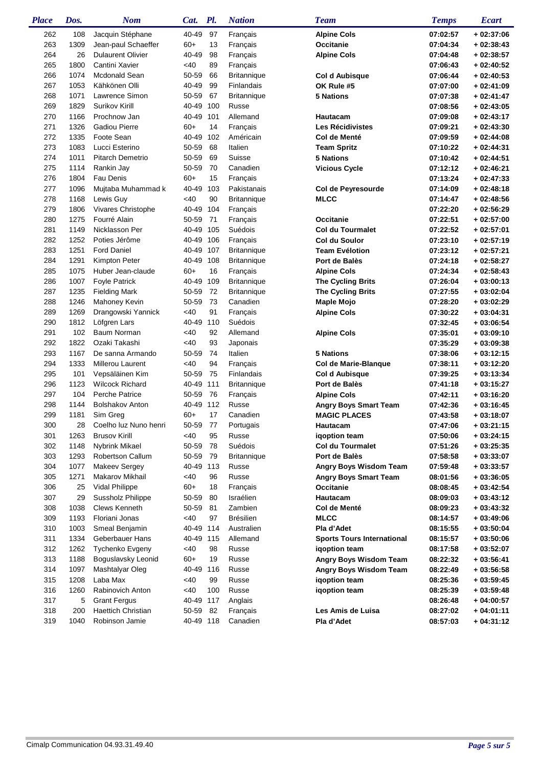| Place | Dos. | Nom | Cat. | Pl. | Nation | Team | Temps | Ecart |
|---|---|---|---|---|---|---|---|---|
| 262 | 108 | Jacquin Stéphane | 40-49 | 97 | Français | **Alpine Cols** | **07:02:57** | **+ 02:37:06** |
| 263 | 1309 | Jean-paul Schaeffer | 60+ | 13 | Français | **Occitanie** | **07:04:34** | **+ 02:38:43** |
| 264 | 26 | Dulaurent Olivier | 40-49 | 98 | Français | **Alpine Cols** | **07:04:48** | **+ 02:38:57** |
| 265 | 1800 | Cantini Xavier | <40 | 89 | Français | | **07:06:43** | **+ 02:40:52** |
| 266 | 1074 | Mcdonald Sean | 50-59 | 66 | Britannique | **Col d Aubisque** | **07:06:44** | **+ 02:40:53** |
| 267 | 1053 | Kähkönen Olli | 40-49 | 99 | Finlandais | **OK Rule #5** | **07:07:00** | **+ 02:41:09** |
| 268 | 1071 | Lawrence Simon | 50-59 | 67 | Britannique | **5 Nations** | **07:07:38** | **+ 02:41:47** |
| 269 | 1829 | Surikov Kirill | 40-49 | 100 | Russe | | **07:08:56** | **+ 02:43:05** |
| 270 | 1166 | Prochnow Jan | 40-49 | 101 | Allemand | **Hautacam** | **07:09:08** | **+ 02:43:17** |
| 271 | 1326 | Gadiou Pierre | 60+ | 14 | Français | **Les Récidivistes** | **07:09:21** | **+ 02:43:30** |
| 272 | 1335 | Foote Sean | 40-49 | 102 | Américain | **Col de Menté** | **07:09:59** | **+ 02:44:08** |
| 273 | 1083 | Lucci Esterino | 50-59 | 68 | Italien | **Team Spritz** | **07:10:22** | **+ 02:44:31** |
| 274 | 1011 | Pitarch Demetrio | 50-59 | 69 | Suisse | **5 Nations** | **07:10:42** | **+ 02:44:51** |
| 275 | 1114 | Rankin Jay | 50-59 | 70 | Canadien | **Vicious Cycle** | **07:12:12** | **+ 02:46:21** |
| 276 | 1804 | Fau Denis | 60+ | 15 | Français | | **07:13:24** | **+ 02:47:33** |
| 277 | 1096 | Mujtaba Muhammad k | 40-49 | 103 | Pakistanais | **Col de Peyresourde** | **07:14:09** | **+ 02:48:18** |
| 278 | 1168 | Lewis Guy | <40 | 90 | Britannique | **MLCC** | **07:14:47** | **+ 02:48:56** |
| 279 | 1806 | Vivares Christophe | 40-49 | 104 | Français | | **07:22:20** | **+ 02:56:29** |
| 280 | 1275 | Fourré Alain | 50-59 | 71 | Français | **Occitanie** | **07:22:51** | **+ 02:57:00** |
| 281 | 1149 | Nicklasson Per | 40-49 | 105 | Suédois | **Col du Tourmalet** | **07:22:52** | **+ 02:57:01** |
| 282 | 1252 | Poties Jérôme | 40-49 | 106 | Français | **Col du Soulor** | **07:23:10** | **+ 02:57:19** |
| 283 | 1251 | Ford Daniel | 40-49 | 107 | Britannique | **Team Evélotion** | **07:23:12** | **+ 02:57:21** |
| 284 | 1291 | Kimpton Peter | 40-49 | 108 | Britannique | **Port de Balès** | **07:24:18** | **+ 02:58:27** |
| 285 | 1075 | Huber Jean-claude | 60+ | 16 | Français | **Alpine Cols** | **07:24:34** | **+ 02:58:43** |
| 286 | 1007 | Foyle Patrick | 40-49 | 109 | Britannique | **The Cycling Brits** | **07:26:04** | **+ 03:00:13** |
| 287 | 1235 | Fielding Mark | 50-59 | 72 | Britannique | **The Cycling Brits** | **07:27:55** | **+ 03:02:04** |
| 288 | 1246 | Mahoney Kevin | 50-59 | 73 | Canadien | **Maple Mojo** | **07:28:20** | **+ 03:02:29** |
| 289 | 1269 | Drangowski Yannick | <40 | 91 | Français | **Alpine Cols** | **07:30:22** | **+ 03:04:31** |
| 290 | 1812 | Löfgren Lars | 40-49 | 110 | Suédois | | **07:32:45** | **+ 03:06:54** |
| 291 | 102 | Baum Norman | <40 | 92 | Allemand | **Alpine Cols** | **07:35:01** | **+ 03:09:10** |
| 292 | 1822 | Ozaki Takashi | <40 | 93 | Japonais | | **07:35:29** | **+ 03:09:38** |
| 293 | 1167 | De sanna Armando | 50-59 | 74 | Italien | **5 Nations** | **07:38:06** | **+ 03:12:15** |
| 294 | 1333 | Millerou Laurent | <40 | 94 | Français | **Col de Marie-Blanque** | **07:38:11** | **+ 03:12:20** |
| 295 | 101 | Vepsäläinen Kim | 50-59 | 75 | Finlandais | **Col d Aubisque** | **07:39:25** | **+ 03:13:34** |
| 296 | 1123 | Wilcock Richard | 40-49 | 111 | Britannique | **Port de Balès** | **07:41:18** | **+ 03:15:27** |
| 297 | 104 | Perche Patrice | 50-59 | 76 | Français | **Alpine Cols** | **07:42:11** | **+ 03:16:20** |
| 298 | 1144 | Bolshakov Anton | 40-49 | 112 | Russe | **Angry Boys Smart Team** | **07:42:36** | **+ 03:16:45** |
| 299 | 1181 | Sim Greg | 60+ | 17 | Canadien | **MAGIC PLACES** | **07:43:58** | **+ 03:18:07** |
| 300 | 28 | Coelho luz Nuno henri | 50-59 | 77 | Portugais | **Hautacam** | **07:47:06** | **+ 03:21:15** |
| 301 | 1263 | Brusov Kirill | <40 | 95 | Russe | **iqoption team** | **07:50:06** | **+ 03:24:15** |
| 302 | 1148 | Nybrink Mikael | 50-59 | 78 | Suédois | **Col du Tourmalet** | **07:51:26** | **+ 03:25:35** |
| 303 | 1293 | Robertson Callum | 50-59 | 79 | Britannique | **Port de Balès** | **07:58:58** | **+ 03:33:07** |
| 304 | 1077 | Makeev Sergey | 40-49 | 113 | Russe | **Angry Boys Wisdom Team** | **07:59:48** | **+ 03:33:57** |
| 305 | 1271 | Makarov Mikhail | <40 | 96 | Russe | **Angry Boys Smart Team** | **08:01:56** | **+ 03:36:05** |
| 306 | 25 | Vidal Philippe | 60+ | 18 | Français | **Occitanie** | **08:08:45** | **+ 03:42:54** |
| 307 | 29 | Sussholz Philippe | 50-59 | 80 | Israélien | **Hautacam** | **08:09:03** | **+ 03:43:12** |
| 308 | 1038 | Clews Kenneth | 50-59 | 81 | Zambien | **Col de Menté** | **08:09:23** | **+ 03:43:32** |
| 309 | 1193 | Floriani Jonas | <40 | 97 | Brésilien | **MLCC** | **08:14:57** | **+ 03:49:06** |
| 310 | 1003 | Smeal Benjamin | 40-49 | 114 | Australien | **Pla d'Adet** | **08:15:55** | **+ 03:50:04** |
| 311 | 1334 | Geberbauer Hans | 40-49 | 115 | Allemand | **Sports Tours International** | **08:15:57** | **+ 03:50:06** |
| 312 | 1262 | Tychenko Evgeny | <40 | 98 | Russe | **iqoption team** | **08:17:58** | **+ 03:52:07** |
| 313 | 1188 | Boguslavsky Leonid | 60+ | 19 | Russe | **Angry Boys Wisdom Team** | **08:22:32** | **+ 03:56:41** |
| 314 | 1097 | Mashtalyar Oleg | 40-49 | 116 | Russe | **Angry Boys Wisdom Team** | **08:22:49** | **+ 03:56:58** |
| 315 | 1208 | Laba Max | <40 | 99 | Russe | **iqoption team** | **08:25:36** | **+ 03:59:45** |
| 316 | 1260 | Rabinovich Anton | <40 | 100 | Russe | **iqoption team** | **08:25:39** | **+ 03:59:48** |
| 317 | 5 | Grant Fergus | 40-49 | 117 | Anglais | | **08:26:48** | **+ 04:00:57** |
| 318 | 200 | Haettich Christian | 50-59 | 82 | Français | **Les Amis de Luisa** | **08:27:02** | **+ 04:01:11** |
| 319 | 1040 | Robinson Jamie | 40-49 | 118 | Canadien | **Pla d'Adet** | **08:57:03** | **+ 04:31:12** |

Cimalp Communication 04.93.31.49.40